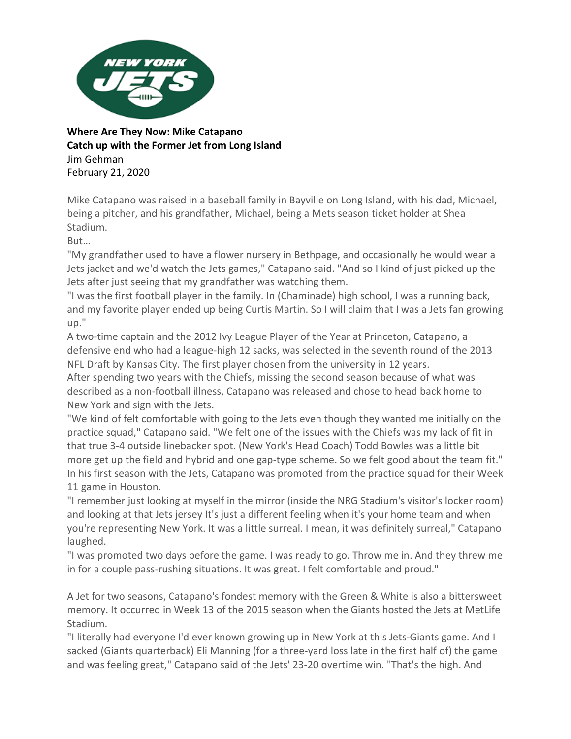**Where Are They Now: Mike Catapano**
**Catch up with the Former Jet from Long Island**
Jim Gehman
February 21, 2020

Mike Catapano was raised in a baseball family in Bayville on Long Island, with his dad, Michael, being a pitcher, and his grandfather, Michael, being a Mets season ticket holder at Shea Stadium.

But…

"My grandfather used to have a flower nursery in Bethpage, and occasionally he would wear a Jets jacket and we'd watch the Jets games," Catapano said. "And so I kind of just picked up the Jets after just seeing that my grandfather was watching them.

"I was the first football player in the family. In (Chaminade) high school, I was a running back, and my favorite player ended up being Curtis Martin. So I will claim that I was a Jets fan growing up."

A two-time captain and the 2012 Ivy League Player of the Year at Princeton, Catapano, a defensive end who had a league-high 12 sacks, was selected in the seventh round of the 2013 NFL Draft by Kansas City. The first player chosen from the university in 12 years.

After spending two years with the Chiefs, missing the second season because of what was described as a non-football illness, Catapano was released and chose to head back home to New York and sign with the Jets.

"We kind of felt comfortable with going to the Jets even though they wanted me initially on the practice squad," Catapano said. "We felt one of the issues with the Chiefs was my lack of fit in that true 3-4 outside linebacker spot. (New York's Head Coach) Todd Bowles was a little bit more get up the field and hybrid and one gap-type scheme. So we felt good about the team fit."

In his first season with the Jets, Catapano was promoted from the practice squad for their Week 11 game in Houston.

"I remember just looking at myself in the mirror (inside the NRG Stadium's visitor's locker room) and looking at that Jets jersey It's just a different feeling when it's your home team and when you're representing New York. It was a little surreal. I mean, it was definitely surreal," Catapano laughed.

"I was promoted two days before the game. I was ready to go. Throw me in. And they threw me in for a couple pass-rushing situations. It was great. I felt comfortable and proud."

A Jet for two seasons, Catapano's fondest memory with the Green & White is also a bittersweet memory. It occurred in Week 13 of the 2015 season when the Giants hosted the Jets at MetLife Stadium.

"I literally had everyone I'd ever known growing up in New York at this Jets-Giants game. And I sacked (Giants quarterback) Eli Manning (for a three-yard loss late in the first half of) the game and was feeling great," Catapano said of the Jets' 23-20 overtime win. "That's the high. And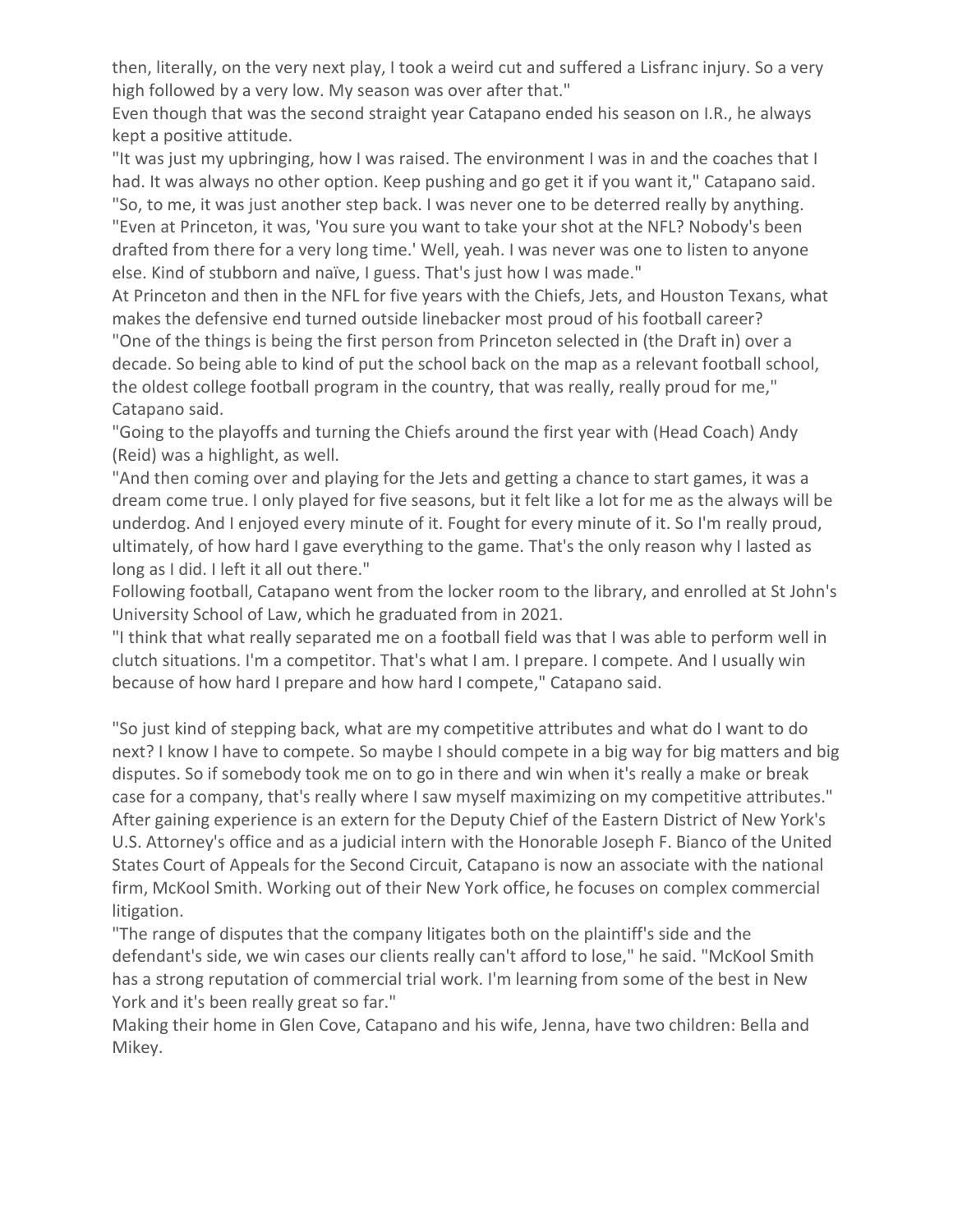then, literally, on the very next play, I took a weird cut and suffered a Lisfranc injury. So a very high followed by a very low. My season was over after that."

Even though that was the second straight year Catapano ended his season on I.R., he always kept a positive attitude.

"It was just my upbringing, how I was raised. The environment I was in and the coaches that I had. It was always no other option. Keep pushing and go get it if you want it," Catapano said. "So, to me, it was just another step back. I was never one to be deterred really by anything.

"Even at Princeton, it was, 'You sure you want to take your shot at the NFL? Nobody's been drafted from there for a very long time.' Well, yeah. I was never was one to listen to anyone else. Kind of stubborn and naïve, I guess. That's just how I was made."

At Princeton and then in the NFL for five years with the Chiefs, Jets, and Houston Texans, what makes the defensive end turned outside linebacker most proud of his football career?

"One of the things is being the first person from Princeton selected in (the Draft in) over a decade. So being able to kind of put the school back on the map as a relevant football school, the oldest college football program in the country, that was really, really proud for me," Catapano said.

"Going to the playoffs and turning the Chiefs around the first year with (Head Coach) Andy (Reid) was a highlight, as well.

"And then coming over and playing for the Jets and getting a chance to start games, it was a dream come true. I only played for five seasons, but it felt like a lot for me as the always will be underdog. And I enjoyed every minute of it. Fought for every minute of it. So I'm really proud, ultimately, of how hard I gave everything to the game. That's the only reason why I lasted as long as I did. I left it all out there."

Following football, Catapano went from the locker room to the library, and enrolled at St John's University School of Law, which he graduated from in 2021.

"I think that what really separated me on a football field was that I was able to perform well in clutch situations. I'm a competitor. That's what I am. I prepare. I compete. And I usually win because of how hard I prepare and how hard I compete," Catapano said.

"So just kind of stepping back, what are my competitive attributes and what do I want to do next? I know I have to compete. So maybe I should compete in a big way for big matters and big disputes. So if somebody took me on to go in there and win when it's really a make or break case for a company, that's really where I saw myself maximizing on my competitive attributes."

After gaining experience is an extern for the Deputy Chief of the Eastern District of New York's U.S. Attorney's office and as a judicial intern with the Honorable Joseph F. Bianco of the United States Court of Appeals for the Second Circuit, Catapano is now an associate with the national firm, McKool Smith. Working out of their New York office, he focuses on complex commercial litigation.

"The range of disputes that the company litigates both on the plaintiff's side and the defendant's side, we win cases our clients really can't afford to lose," he said. "McKool Smith has a strong reputation of commercial trial work. I'm learning from some of the best in New York and it's been really great so far."

Making their home in Glen Cove, Catapano and his wife, Jenna, have two children: Bella and Mikey.